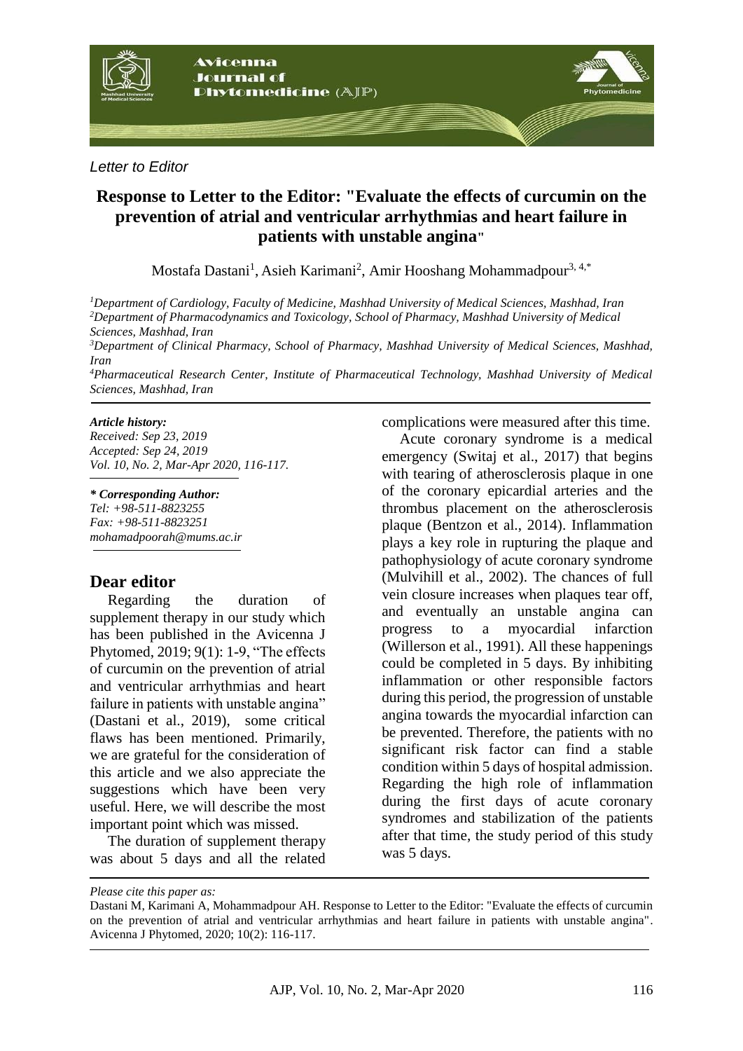*Letter to Editor*

# Response to Letter to the Editor: "Evaluate the effects of curcumin on the prevention of atrial and ventricular arrhythmias and heart failure in patients with unstable angina"

Mostafa Dastani[1], Asieh Karimani[2], Amir Hooshang Mohammadpour[3, 4,*]

[1]*Department of Cardiology, Faculty of Medicine, Mashhad University of Medical Sciences, Mashhad, Iran*
[2]*Department of Pharmacodynamics and Toxicology, School of Pharmacy, Mashhad University of Medical Sciences, Mashhad, Iran*
[3]*Department of Clinical Pharmacy, School of Pharmacy, Mashhad University of Medical Sciences, Mashhad, Iran*
[4]*Pharmaceutical Research Center, Institute of Pharmaceutical Technology, Mashhad University of Medical Sciences, Mashhad, Iran*

***Article history:***
*Received: Sep 23, 2019*
*Accepted: Sep 24, 2019*
*Vol. 10, No. 2, Mar-Apr 2020, 116-117.*

***\* Corresponding Author:***
*Tel: +98-511-8823255*
*Fax: +98-511-8823251*
*mohamadpoorah@mums.ac.ir*

## Dear editor

Regarding the duration of supplement therapy in our study which has been published in the Avicenna J Phytomed, 2019; 9(1): 1-9, "The effects of curcumin on the prevention of atrial and ventricular arrhythmias and heart failure in patients with unstable angina" (Dastani et al., 2019), some critical flaws has been mentioned. Primarily, we are grateful for the consideration of this article and we also appreciate the suggestions which have been very useful. Here, we will describe the most important point which was missed.

The duration of supplement therapy was about 5 days and all the related complications were measured after this time.

Acute coronary syndrome is a medical emergency (Switaj et al., 2017) that begins with tearing of atherosclerosis plaque in one of the coronary epicardial arteries and the thrombus placement on the atherosclerosis plaque (Bentzon et al., 2014). Inflammation plays a key role in rupturing the plaque and pathophysiology of acute coronary syndrome (Mulvihill et al., 2002). The chances of full vein closure increases when plaques tear off, and eventually an unstable angina can progress to a myocardial infarction (Willerson et al., 1991). All these happenings could be completed in 5 days. By inhibiting inflammation or other responsible factors during this period, the progression of unstable angina towards the myocardial infarction can be prevented. Therefore, the patients with no significant risk factor can find a stable condition within 5 days of hospital admission. Regarding the high role of inflammation during the first days of acute coronary syndromes and stabilization of the patients after that time, the study period of this study was 5 days.

*Please cite this paper as:*
Dastani M, Karimani A, Mohammadpour AH. Response to Letter to the Editor: "Evaluate the effects of curcumin on the prevention of atrial and ventricular arrhythmias and heart failure in patients with unstable angina". Avicenna J Phytomed, 2020; 10(2): 116-117.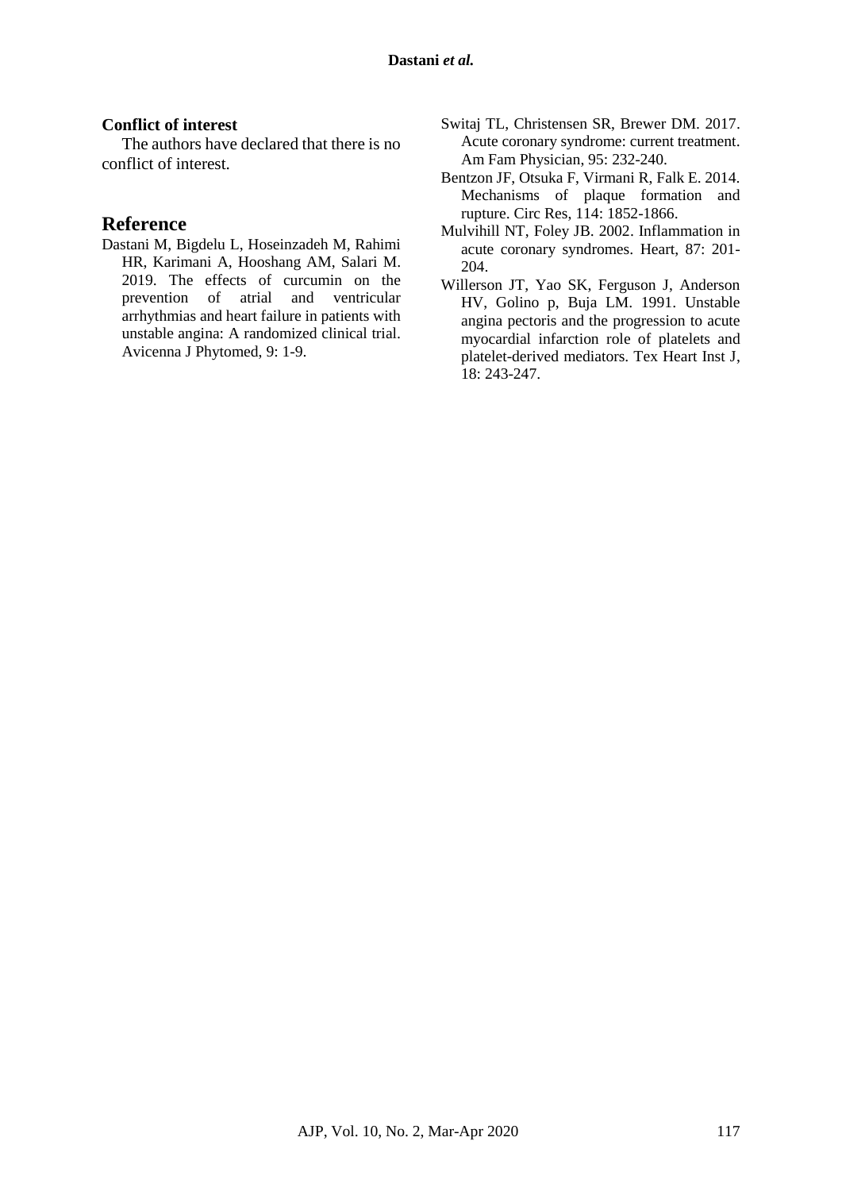### Conflict of interest

The authors have declared that there is no conflict of interest.

## Reference

Dastani M, Bigdelu L, Hoseinzadeh M, Rahimi HR, Karimani A, Hooshang AM, Salari M. 2019. The effects of curcumin on the prevention of atrial and ventricular arrhythmias and heart failure in patients with unstable angina: A randomized clinical trial. Avicenna J Phytomed, 9: 1-9.

Switaj TL, Christensen SR, Brewer DM. 2017. Acute coronary syndrome: current treatment. Am Fam Physician, 95: 232-240.

Bentzon JF, Otsuka F, Virmani R, Falk E. 2014. Mechanisms of plaque formation and rupture. Circ Res, 114: 1852-1866.

Mulvihill NT, Foley JB. 2002. Inflammation in acute coronary syndromes. Heart, 87: 201-204.

Willerson JT, Yao SK, Ferguson J, Anderson HV, Golino p, Buja LM. 1991. Unstable angina pectoris and the progression to acute myocardial infarction role of platelets and platelet-derived mediators. Tex Heart Inst J, 18: 243-247.